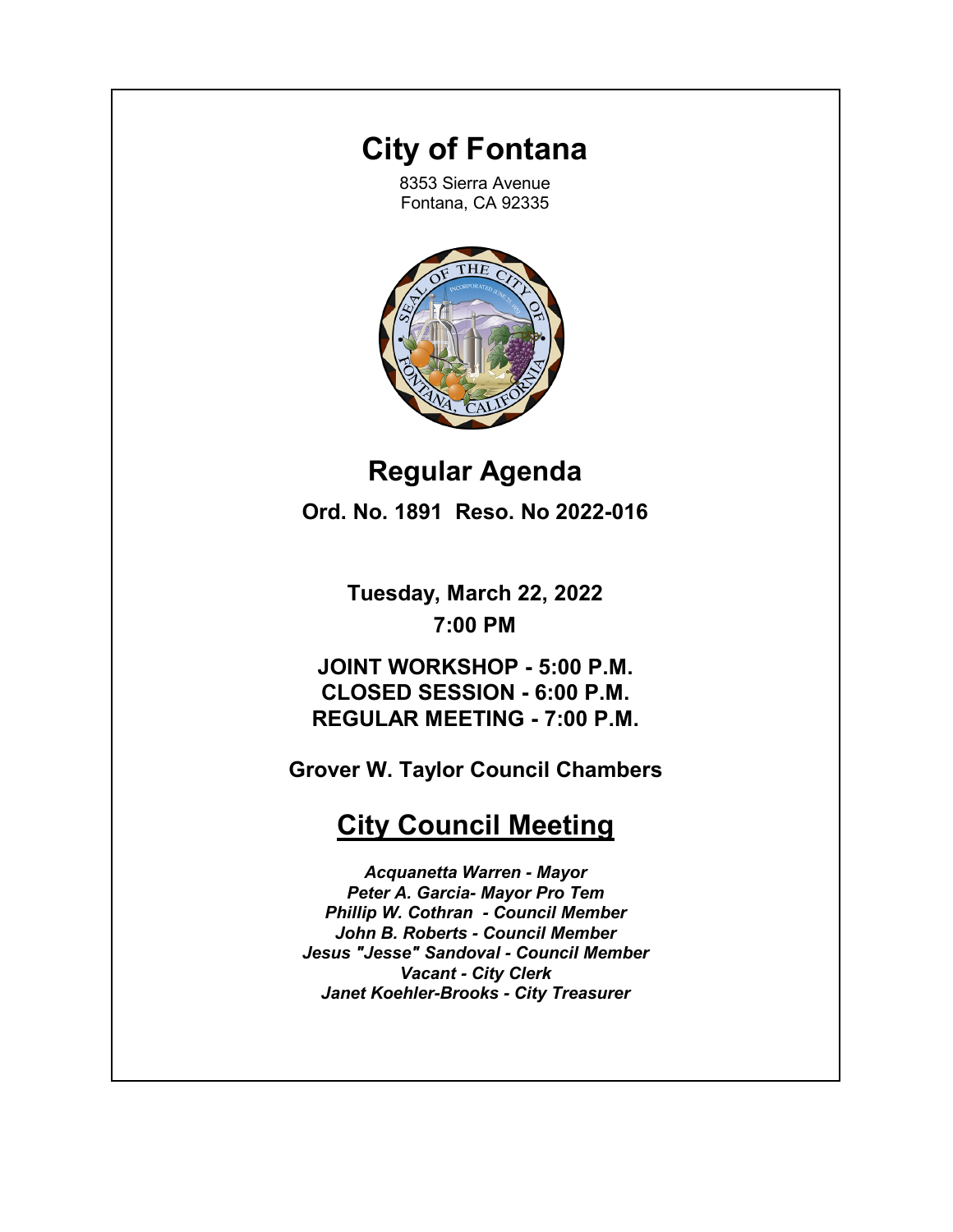# City of Fontana

8353 Sierra Avenue
Fontana, CA 92335

## Regular Agenda

**Ord. No. 1891 Reso. No 2022-016**

**Tuesday, March 22, 2022**

**7:00 PM**

**JOINT WORKSHOP - 5:00 P.M.**
**CLOSED SESSION - 6:00 P.M.**
**REGULAR MEETING - 7:00 P.M.**

**Grover W. Taylor Council Chambers**

## City Council Meeting

***Acquanetta Warren - Mayor***
***Peter A. Garcia- Mayor Pro Tem***
***Phillip W. Cothran - Council Member***
***John B. Roberts - Council Member***
***Jesus "Jesse" Sandoval - Council Member***
***Vacant - City Clerk***
***Janet Koehler-Brooks - City Treasurer***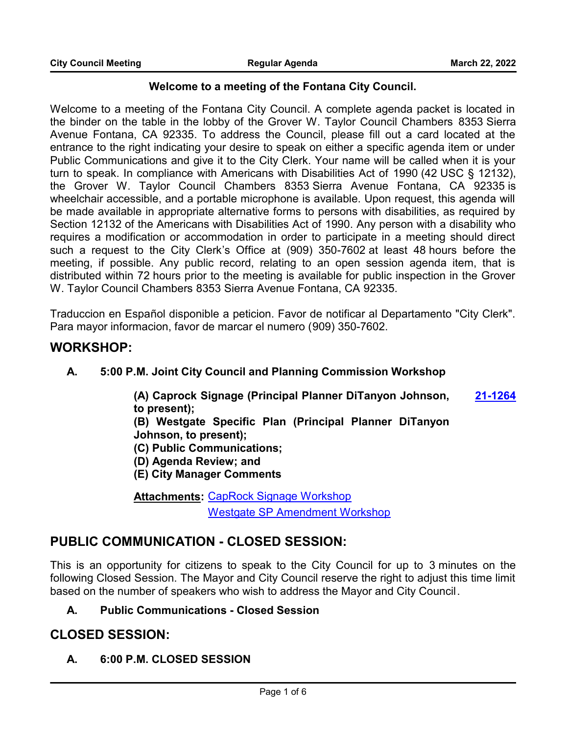**Welcome to a meeting of the Fontana City Council.**

Welcome to a meeting of the Fontana City Council. A complete agenda packet is located in the binder on the table in the lobby of the Grover W. Taylor Council Chambers 8353 Sierra Avenue Fontana, CA 92335. To address the Council, please fill out a card located at the entrance to the right indicating your desire to speak on either a specific agenda item or under Public Communications and give it to the City Clerk. Your name will be called when it is your turn to speak. In compliance with Americans with Disabilities Act of 1990 (42 USC § 12132), the Grover W. Taylor Council Chambers 8353 Sierra Avenue Fontana, CA 92335 is wheelchair accessible, and a portable microphone is available. Upon request, this agenda will be made available in appropriate alternative forms to persons with disabilities, as required by Section 12132 of the Americans with Disabilities Act of 1990. Any person with a disability who requires a modification or accommodation in order to participate in a meeting should direct such a request to the City Clerk's Office at (909) 350-7602 at least 48 hours before the meeting, if possible. Any public record, relating to an open session agenda item, that is distributed within 72 hours prior to the meeting is available for public inspection in the Grover W. Taylor Council Chambers 8353 Sierra Avenue Fontana, CA 92335.

Traduccion en Español disponible a peticion. Favor de notificar al Departamento "City Clerk". Para mayor informacion, favor de marcar el numero (909) 350-7602.

## WORKSHOP:

### A. 5:00 P.M. Joint City Council and Planning Commission Workshop

**(A) Caprock Signage (Principal Planner DiTanyon Johnson, to present);** **21-1264**
**(B) Westgate Specific Plan (Principal Planner DiTanyon Johnson, to present);**
**(C) Public Communications;**
**(D) Agenda Review; and**
**(E) City Manager Comments**

**Attachments:** CapRock Signage Workshop
Westgate SP Amendment Workshop

## PUBLIC COMMUNICATION - CLOSED SESSION:

This is an opportunity for citizens to speak to the City Council for up to 3 minutes on the following Closed Session. The Mayor and City Council reserve the right to adjust this time limit based on the number of speakers who wish to address the Mayor and City Council.

### A. Public Communications - Closed Session

## CLOSED SESSION:

### A. 6:00 P.M. CLOSED SESSION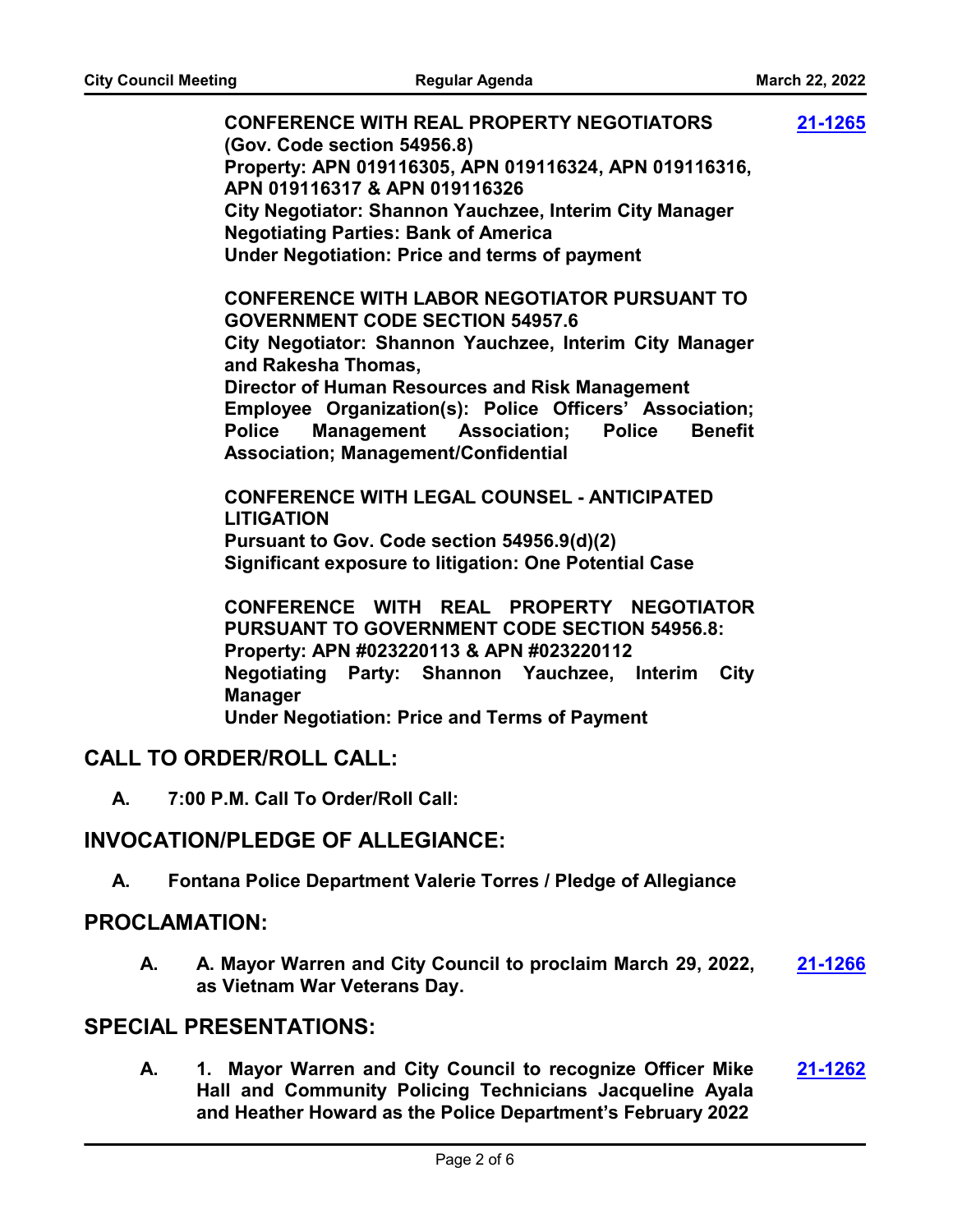**CONFERENCE WITH REAL PROPERTY NEGOTIATORS (Gov. Code section 54956.8)**
**Property: APN 019116305, APN 019116324, APN 019116316, APN 019116317 & APN 019116326**
**City Negotiator: Shannon Yauchzee, Interim City Manager**
**Negotiating Parties: Bank of America**
**Under Negotiation: Price and terms of payment**

[21-1265](21-1265)

**CONFERENCE WITH LABOR NEGOTIATOR PURSUANT TO GOVERNMENT CODE SECTION 54957.6**
**City Negotiator: Shannon Yauchzee, Interim City Manager and Rakesha Thomas,**
**Director of Human Resources and Risk Management**
**Employee Organization(s): Police Officers' Association; Police Management Association; Police Benefit Association; Management/Confidential**

**CONFERENCE WITH LEGAL COUNSEL - ANTICIPATED LITIGATION**
**Pursuant to Gov. Code section 54956.9(d)(2)**
**Significant exposure to litigation: One Potential Case**

**CONFERENCE WITH REAL PROPERTY NEGOTIATOR PURSUANT TO GOVERNMENT CODE SECTION 54956.8:**
**Property: APN #023220113 & APN #023220112**
**Negotiating Party: Shannon Yauchzee, Interim City Manager**
**Under Negotiation: Price and Terms of Payment**

## CALL TO ORDER/ROLL CALL:

**A. 7:00 P.M. Call To Order/Roll Call:**

## INVOCATION/PLEDGE OF ALLEGIANCE:

**A. Fontana Police Department Valerie Torres / Pledge of Allegiance**

## PROCLAMATION:

**A. A. Mayor Warren and City Council to proclaim March 29, 2022, as Vietnam War Veterans Day.**

[21-1266](21-1266)

## SPECIAL PRESENTATIONS:

**A. 1. Mayor Warren and City Council to recognize Officer Mike Hall and Community Policing Technicians Jacqueline Ayala and Heather Howard as the Police Department's February 2022**

[21-1262](21-1262)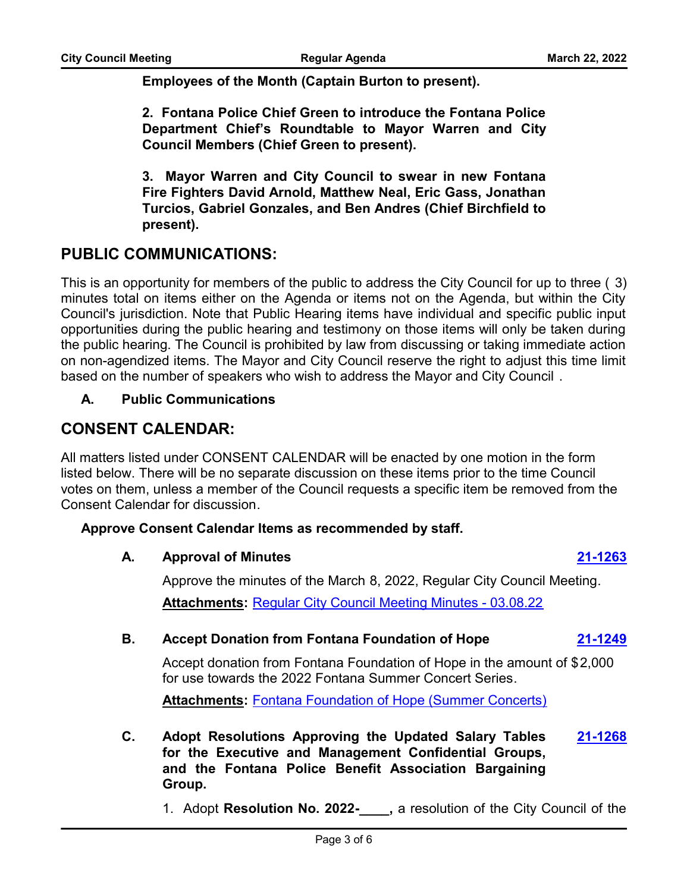**Employees of the Month (Captain Burton to present).**

**2. Fontana Police Chief Green to introduce the Fontana Police Department Chief's Roundtable to Mayor Warren and City Council Members (Chief Green to present).**

**3. Mayor Warren and City Council to swear in new Fontana Fire Fighters David Arnold, Matthew Neal, Eric Gass, Jonathan Turcios, Gabriel Gonzales, and Ben Andres (Chief Birchfield to present).**

## PUBLIC COMMUNICATIONS:

This is an opportunity for members of the public to address the City Council for up to three ( 3) minutes total on items either on the Agenda or items not on the Agenda, but within the City Council's jurisdiction. Note that Public Hearing items have individual and specific public input opportunities during the public hearing and testimony on those items will only be taken during the public hearing. The Council is prohibited by law from discussing or taking immediate action on non-agendized items. The Mayor and City Council reserve the right to adjust this time limit based on the number of speakers who wish to address the Mayor and City Council .

**A. Public Communications**

## CONSENT CALENDAR:

All matters listed under CONSENT CALENDAR will be enacted by one motion in the form listed below. There will be no separate discussion on these items prior to the time Council votes on them, unless a member of the Council requests a specific item be removed from the Consent Calendar for discussion.

**Approve Consent Calendar Items as recommended by staff.**

**A. Approval of Minutes** **21-1263**

Approve the minutes of the March 8, 2022, Regular City Council Meeting.

**Attachments:** Regular City Council Meeting Minutes - 03.08.22

**B. Accept Donation from Fontana Foundation of Hope** **21-1249**

Accept donation from Fontana Foundation of Hope in the amount of $2,000 for use towards the 2022 Fontana Summer Concert Series.

**Attachments:** Fontana Foundation of Hope (Summer Concerts)

**C. Adopt Resolutions Approving the Updated Salary Tables for the Executive and Management Confidential Groups, and the Fontana Police Benefit Association Bargaining Group.** **21-1268**

1. Adopt **Resolution No. 2022-____,** a resolution of the City Council of the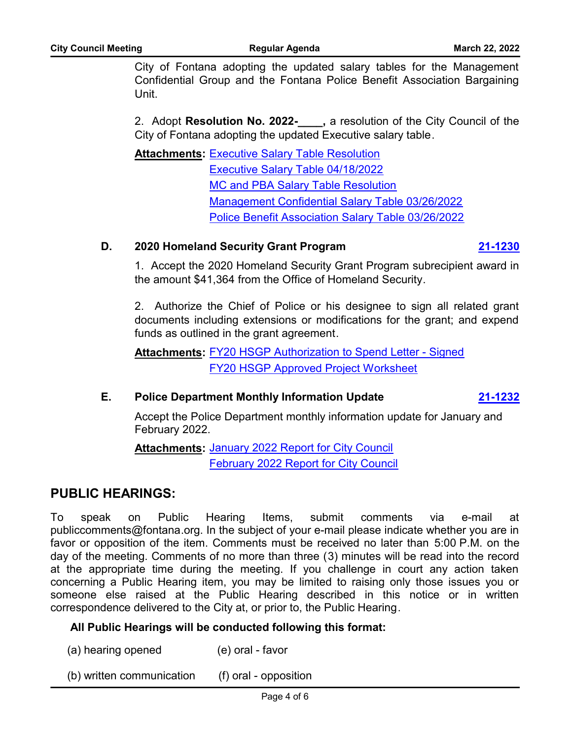City of Fontana adopting the updated salary tables for the Management Confidential Group and the Fontana Police Benefit Association Bargaining Unit.

2. Adopt **Resolution No. 2022-____,** a resolution of the City Council of the City of Fontana adopting the updated Executive salary table.

**Attachments:** Executive Salary Table Resolution
Executive Salary Table 04/18/2022
MC and PBA Salary Table Resolution
Management Confidential Salary Table 03/26/2022
Police Benefit Association Salary Table 03/26/2022

### D. 2020 Homeland Security Grant Program — 21-1230

1. Accept the 2020 Homeland Security Grant Program subrecipient award in the amount $41,364 from the Office of Homeland Security.

2. Authorize the Chief of Police or his designee to sign all related grant documents including extensions or modifications for the grant; and expend funds as outlined in the grant agreement.

**Attachments:** FY20 HSGP Authorization to Spend Letter - Signed
FY20 HSGP Approved Project Worksheet

### E. Police Department Monthly Information Update — 21-1232

Accept the Police Department monthly information update for January and February 2022.

**Attachments:** January 2022 Report for City Council
February 2022 Report for City Council

## PUBLIC HEARINGS:

To speak on Public Hearing Items, submit comments via e-mail at publiccomments@fontana.org. In the subject of your e-mail please indicate whether you are in favor or opposition of the item. Comments must be received no later than 5:00 P.M. on the day of the meeting. Comments of no more than three (3) minutes will be read into the record at the appropriate time during the meeting. If you challenge in court any action taken concerning a Public Hearing item, you may be limited to raising only those issues you or someone else raised at the Public Hearing described in this notice or in written correspondence delivered to the City at, or prior to, the Public Hearing.

**All Public Hearings will be conducted following this format:**

(a) hearing opened          (e) oral - favor

(b) written communication          (f) oral - opposition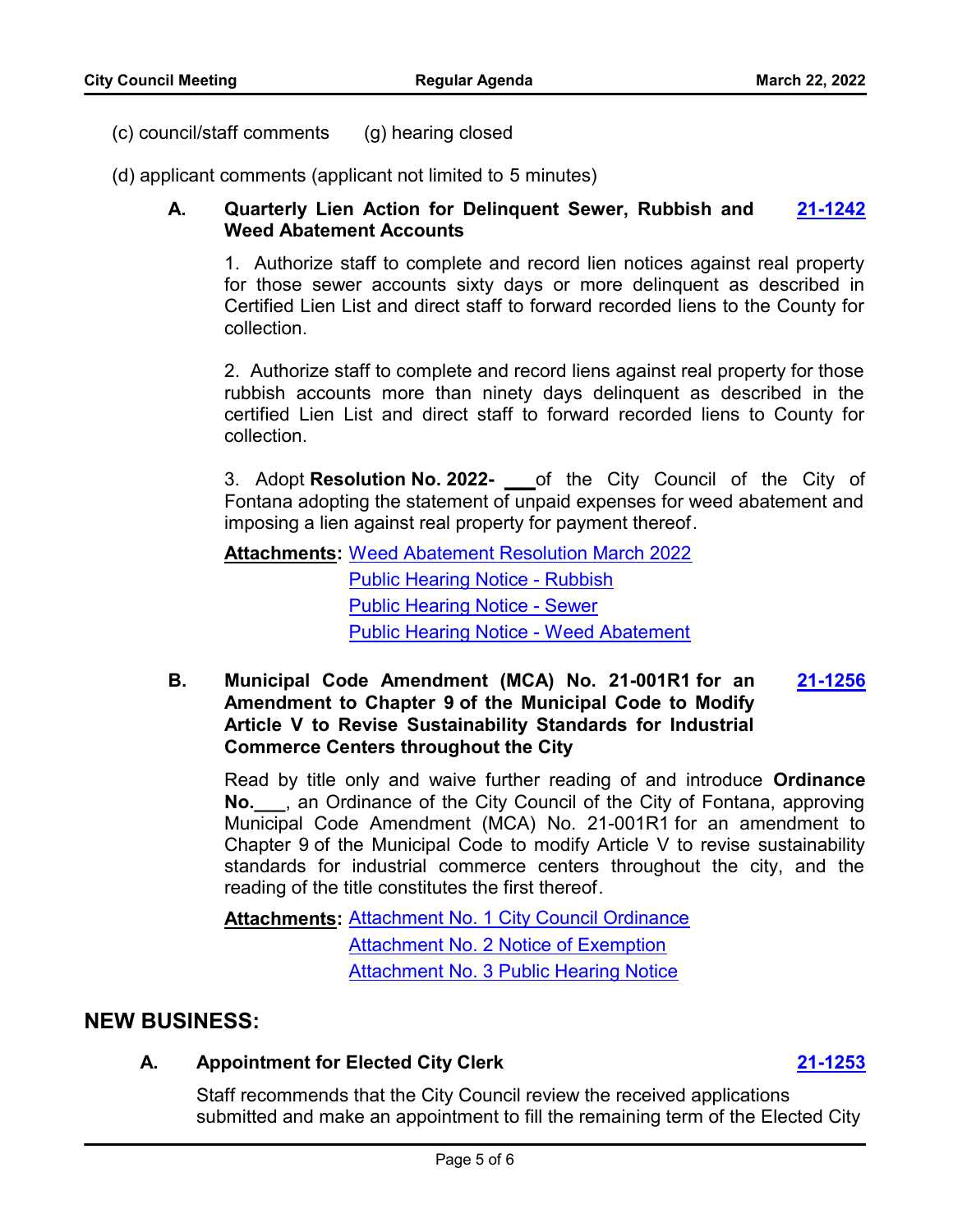(c) council/staff comments    (g) hearing closed

(d) applicant comments (applicant not limited to 5 minutes)

**A. Quarterly Lien Action for Delinquent Sewer, Rubbish and Weed Abatement Accounts** **21-1242**

1. Authorize staff to complete and record lien notices against real property for those sewer accounts sixty days or more delinquent as described in Certified Lien List and direct staff to forward recorded liens to the County for collection.

2. Authorize staff to complete and record liens against real property for those rubbish accounts more than ninety days delinquent as described in the certified Lien List and direct staff to forward recorded liens to County for collection.

3. Adopt **Resolution No. 2022- ___** of the City Council of the City of Fontana adopting the statement of unpaid expenses for weed abatement and imposing a lien against real property for payment thereof.

**Attachments:** Weed Abatement Resolution March 2022
Public Hearing Notice - Rubbish
Public Hearing Notice - Sewer
Public Hearing Notice - Weed Abatement

**B. Municipal Code Amendment (MCA) No. 21-001R1 for an Amendment to Chapter 9 of the Municipal Code to Modify Article V to Revise Sustainability Standards for Industrial Commerce Centers throughout the City** **21-1256**

Read by title only and waive further reading of and introduce **Ordinance No.___**, an Ordinance of the City Council of the City of Fontana, approving Municipal Code Amendment (MCA) No. 21-001R1 for an amendment to Chapter 9 of the Municipal Code to modify Article V to revise sustainability standards for industrial commerce centers throughout the city, and the reading of the title constitutes the first thereof.

**Attachments:** Attachment No. 1 City Council Ordinance
Attachment No. 2 Notice of Exemption
Attachment No. 3 Public Hearing Notice

## NEW BUSINESS:

**A. Appointment for Elected City Clerk** **21-1253**

Staff recommends that the City Council review the received applications submitted and make an appointment to fill the remaining term of the Elected City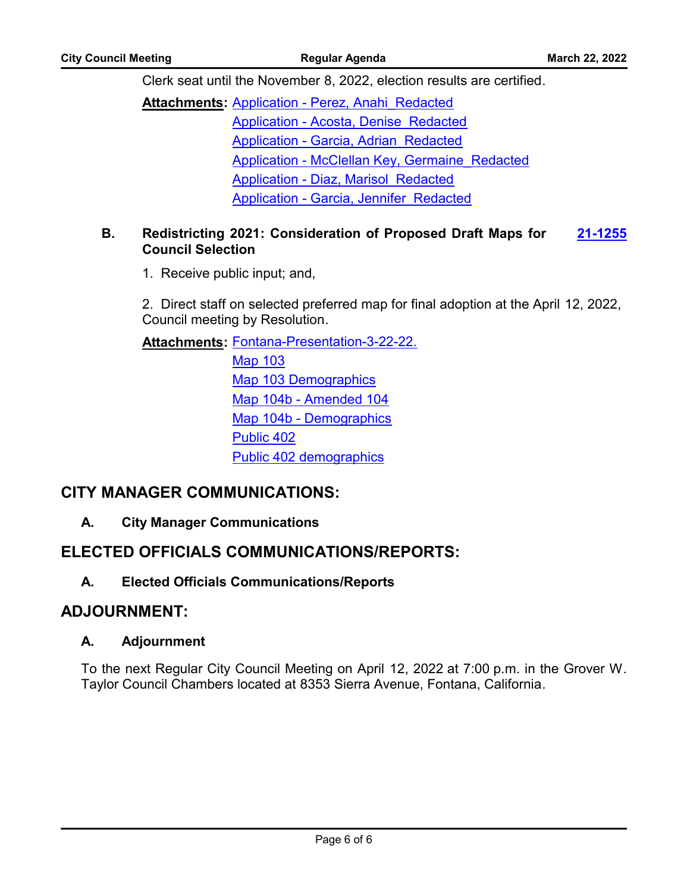Clerk seat until the November 8, 2022, election results are certified.

**Attachments:** Application - Perez, Anahi_Redacted
Application - Acosta, Denise_Redacted
Application - Garcia, Adrian_Redacted
Application - McClellan Key, Germaine_Redacted
Application - Diaz, Marisol_Redacted
Application - Garcia, Jennifer_Redacted

**B. Redistricting 2021: Consideration of Proposed Draft Maps for Council Selection** **21-1255**

1. Receive public input; and,

2. Direct staff on selected preferred map for final adoption at the April 12, 2022, Council meeting by Resolution.

**Attachments:** Fontana-Presentation-3-22-22.
Map 103
Map 103 Demographics
Map 104b - Amended 104
Map 104b - Demographics
Public 402
Public 402 demographics

## CITY MANAGER COMMUNICATIONS:

**A. City Manager Communications**

## ELECTED OFFICIALS COMMUNICATIONS/REPORTS:

**A. Elected Officials Communications/Reports**

## ADJOURNMENT:

**A. Adjournment**

To the next Regular City Council Meeting on April 12, 2022 at 7:00 p.m. in the Grover W. Taylor Council Chambers located at 8353 Sierra Avenue, Fontana, California.